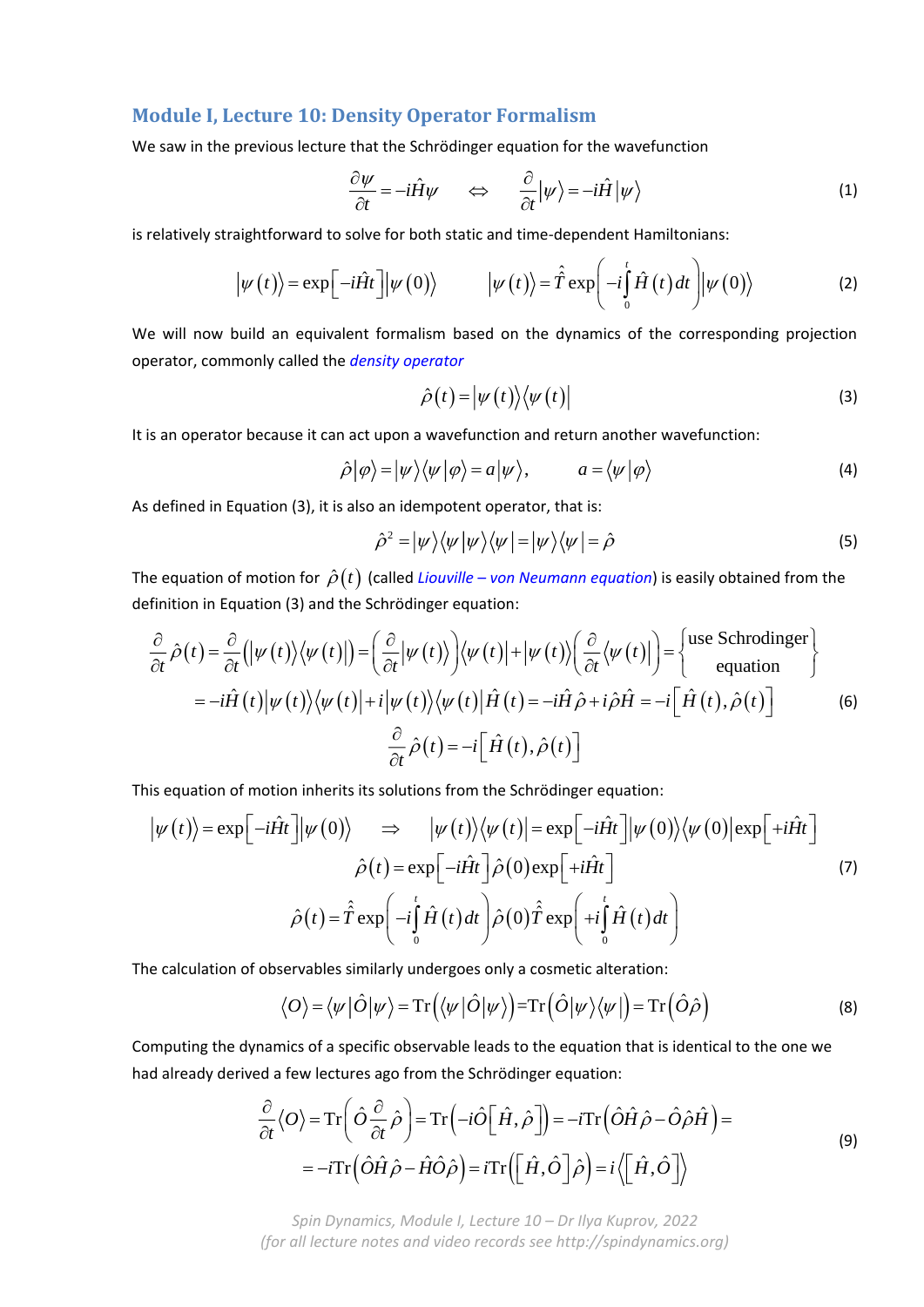## Module I, Lecture 10: Density Operator Formalism

We saw in the previous lecture that the Schrödinger equation for the wavefunction

$$\frac{\partial \psi}{\partial t} = -i\hat{H}\psi \quad \Leftrightarrow \quad \frac{\partial}{\partial t}|\psi\rangle = -i\hat{H}|\psi\rangle \tag{1}$$

is relatively straightforward to solve for both static and time-dependent Hamiltonians:

$$|\psi(t)\rangle = \exp\left[-i\hat{H}t\right]|\psi(0)\rangle \qquad |\psi(t)\rangle = \hat{\hat{T}}\exp\left(-i\int_0^t \hat{H}(t)\,dt\right)|\psi(0)\rangle \tag{2}$$

We will now build an equivalent formalism based on the dynamics of the corresponding projection operator, commonly called the *density operator*

$$\hat{\rho}(t) = |\psi(t)\rangle\langle\psi(t)| \tag{3}$$

It is an operator because it can act upon a wavefunction and return another wavefunction:

$$\hat{\rho}|\varphi\rangle = |\psi\rangle\langle\psi|\varphi\rangle = a|\psi\rangle, \qquad a = \langle\psi|\varphi\rangle \tag{4}$$

As defined in Equation (3), it is also an idempotent operator, that is:

$$\hat{\rho}^2 = |\psi\rangle\langle\psi|\psi\rangle\langle\psi| = |\psi\rangle\langle\psi| = \hat{\rho} \tag{5}$$

The equation of motion for $\hat{\rho}(t)$ (called *Liouville – von Neumann equation*) is easily obtained from the definition in Equation (3) and the Schrödinger equation:

$$\begin{aligned}
\frac{\partial}{\partial t}\hat{\rho}(t) &= \frac{\partial}{\partial t}\left(|\psi(t)\rangle\langle\psi(t)|\right) = \left(\frac{\partial}{\partial t}|\psi(t)\rangle\right)\langle\psi(t)| + |\psi(t)\rangle\left(\frac{\partial}{\partial t}\langle\psi(t)|\right) = \left\{\begin{matrix}\text{use Schrodinger}\\ \text{equation}\end{matrix}\right\} \\
&= -i\hat{H}(t)|\psi(t)\rangle\langle\psi(t)| + i|\psi(t)\rangle\langle\psi(t)|\hat{H}(t) = -i\hat{H}\hat{\rho} + i\hat{\rho}\hat{H} = -i\left[\hat{H}(t),\hat{\rho}(t)\right] \\
&\qquad \frac{\partial}{\partial t}\hat{\rho}(t) = -i\left[\hat{H}(t),\hat{\rho}(t)\right]
\end{aligned} \tag{6}$$

This equation of motion inherits its solutions from the Schrödinger equation:

$$\begin{gathered}
|\psi(t)\rangle = \exp\left[-i\hat{H}t\right]|\psi(0)\rangle \quad \Rightarrow \quad |\psi(t)\rangle\langle\psi(t)| = \exp\left[-i\hat{H}t\right]|\psi(0)\rangle\langle\psi(0)|\exp\left[+i\hat{H}t\right] \\
\hat{\rho}(t) = \exp\left[-i\hat{H}t\right]\hat{\rho}(0)\exp\left[+i\hat{H}t\right] \\
\hat{\rho}(t) = \hat{\hat{T}}\exp\left(-i\int_0^t \hat{H}(t)\,dt\right)\hat{\rho}(0)\hat{\hat{T}}\exp\left(+i\int_0^t \hat{H}(t)\,dt\right)
\end{gathered} \tag{7}$$

The calculation of observables similarly undergoes only a cosmetic alteration:

$$\langle O\rangle = \langle\psi|\hat{O}|\psi\rangle = \mathrm{Tr}\left(\langle\psi|\hat{O}|\psi\rangle\right) = \mathrm{Tr}\left(\hat{O}|\psi\rangle\langle\psi|\right) = \mathrm{Tr}\left(\hat{O}\hat{\rho}\right) \tag{8}$$

Computing the dynamics of a specific observable leads to the equation that is identical to the one we had already derived a few lectures ago from the Schrödinger equation:

$$\begin{aligned}
\frac{\partial}{\partial t}\langle O\rangle &= \mathrm{Tr}\left(\hat{O}\frac{\partial}{\partial t}\hat{\rho}\right) = \mathrm{Tr}\left(-i\hat{O}\left[\hat{H},\hat{\rho}\right]\right) = -i\mathrm{Tr}\left(\hat{O}\hat{H}\hat{\rho} - \hat{O}\hat{\rho}\hat{H}\right) = \\
&= -i\mathrm{Tr}\left(\hat{O}\hat{H}\hat{\rho} - \hat{H}\hat{O}\hat{\rho}\right) = i\mathrm{Tr}\left(\left[\hat{H},\hat{O}\right]\hat{\rho}\right) = i\left\langle\left[\hat{H},\hat{O}\right]\right\rangle
\end{aligned} \tag{9}$$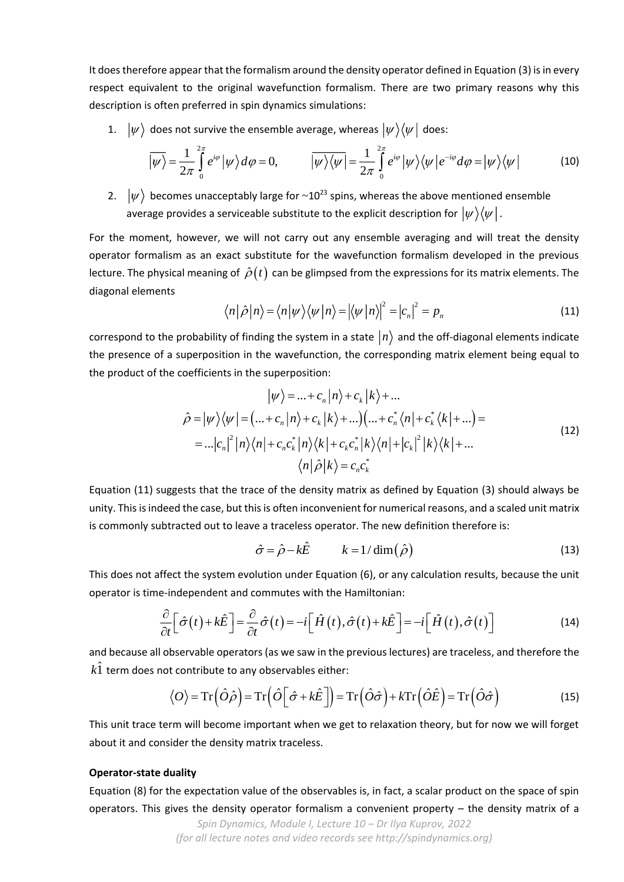It does therefore appear that the formalism around the density operator defined in Equation (3) is in every respect equivalent to the original wavefunction formalism. There are two primary reasons why this description is often preferred in spin dynamics simulations:

1. $|\psi\rangle$ does not survive the ensemble average, whereas $|\psi\rangle\langle\psi|$ does:

$$\overline{|\psi\rangle} = \frac{1}{2\pi}\int_0^{2\pi} e^{i\varphi}|\psi\rangle d\varphi = 0, \qquad \overline{|\psi\rangle\langle\psi|} = \frac{1}{2\pi}\int_0^{2\pi} e^{i\varphi}|\psi\rangle\langle\psi|e^{-i\varphi}d\varphi = |\psi\rangle\langle\psi| \tag{10}$$

2. $|\psi\rangle$ becomes unacceptably large for ~$10^{23}$ spins, whereas the above mentioned ensemble average provides a serviceable substitute to the explicit description for $|\psi\rangle\langle\psi|$.

For the moment, however, we will not carry out any ensemble averaging and will treat the density operator formalism as an exact substitute for the wavefunction formalism developed in the previous lecture. The physical meaning of $\hat{\rho}(t)$ can be glimpsed from the expressions for its matrix elements. The diagonal elements

$$\langle n|\hat{\rho}|n\rangle = \langle n|\psi\rangle\langle\psi|n\rangle = |\langle\psi|n\rangle|^2 = |c_n|^2 = p_n \tag{11}$$

correspond to the probability of finding the system in a state $|n\rangle$ and the off-diagonal elements indicate the presence of a superposition in the wavefunction, the corresponding matrix element being equal to the product of the coefficients in the superposition:

$$\begin{gathered} |\psi\rangle = ... + c_n|n\rangle + c_k|k\rangle + ... \\ \hat{\rho} = |\psi\rangle\langle\psi| = \left(... + c_n|n\rangle + c_k|k\rangle + ...\right)\left(... + c_n^*\langle n| + c_k^*\langle k| + ...\right) = \\ = ...|c_n|^2|n\rangle\langle n| + c_n c_k^*|n\rangle\langle k| + c_k c_n^*|k\rangle\langle n| + |c_k|^2|k\rangle\langle k| + ... \\ \langle n|\hat{\rho}|k\rangle = c_n c_k^* \end{gathered} \tag{12}$$

Equation (11) suggests that the trace of the density matrix as defined by Equation (3) should always be unity. This is indeed the case, but this is often inconvenient for numerical reasons, and a scaled unit matrix is commonly subtracted out to leave a traceless operator. The new definition therefore is:

$$\hat{\sigma} = \hat{\rho} - k\hat{E} \qquad k = 1/\dim(\hat{\rho}) \tag{13}$$

This does not affect the system evolution under Equation (6), or any calculation results, because the unit operator is time-independent and commutes with the Hamiltonian:

$$\frac{\partial}{\partial t}\left[\hat{\sigma}(t) + k\hat{E}\right] = \frac{\partial}{\partial t}\hat{\sigma}(t) = -i\left[\hat{H}(t), \hat{\sigma}(t) + k\hat{E}\right] = -i\left[\hat{H}(t), \hat{\sigma}(t)\right] \tag{14}$$

and because all observable operators (as we saw in the previous lectures) are traceless, and therefore the $k\hat{1}$ term does not contribute to any observables either:

$$\langle O\rangle = \mathrm{Tr}\left(\hat{O}\hat{\rho}\right) = \mathrm{Tr}\left(\hat{O}\left[\hat{\sigma} + k\hat{E}\right]\right) = \mathrm{Tr}\left(\hat{O}\hat{\sigma}\right) + k\mathrm{Tr}\left(\hat{O}\hat{E}\right) = \mathrm{Tr}\left(\hat{O}\hat{\sigma}\right) \tag{15}$$

This unit trace term will become important when we get to relaxation theory, but for now we will forget about it and consider the density matrix traceless.

**Operator-state duality**

Equation (8) for the expectation value of the observables is, in fact, a scalar product on the space of spin operators. This gives the density operator formalism a convenient property – the density matrix of a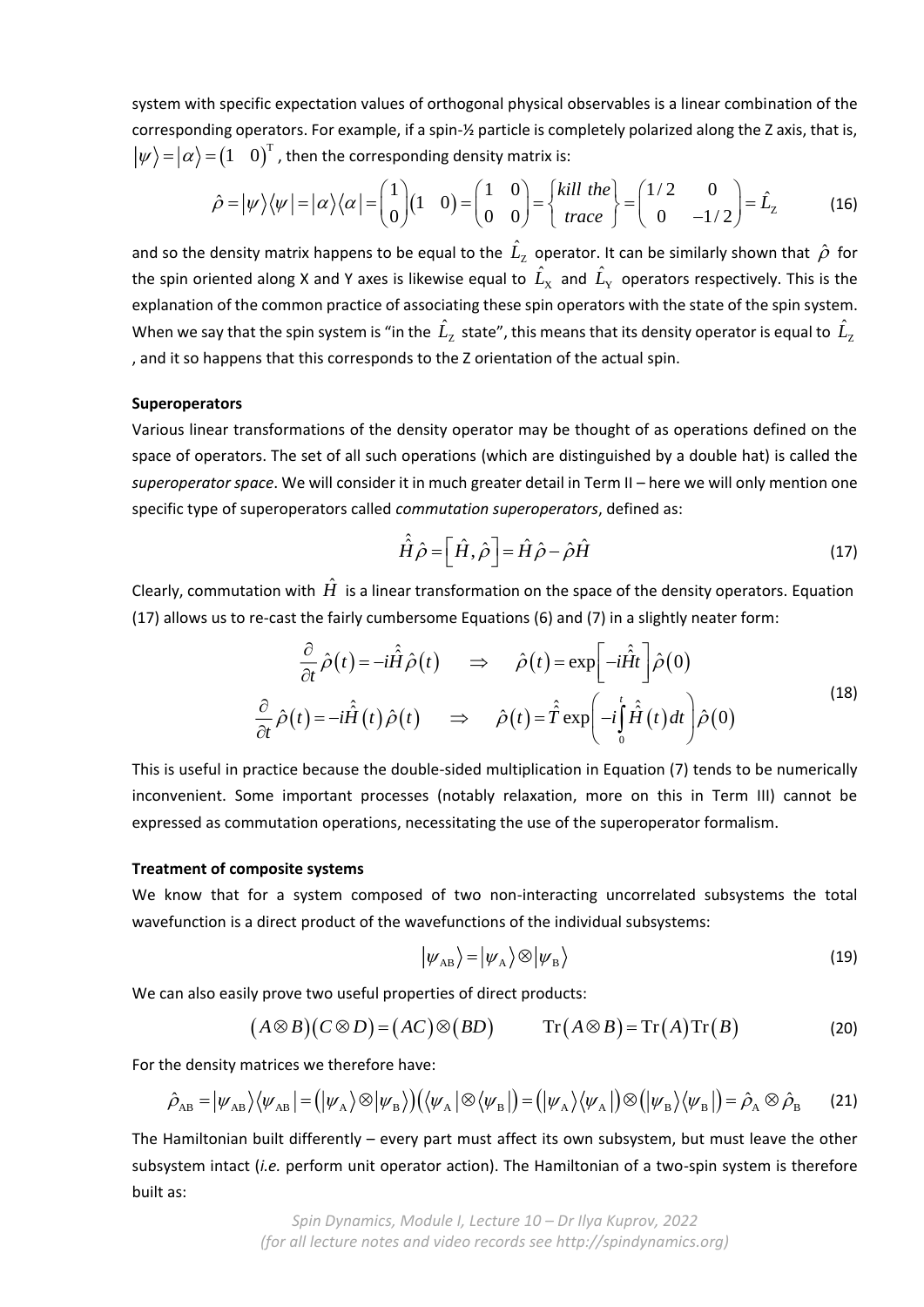system with specific expectation values of orthogonal physical observables is a linear combination of the corresponding operators. For example, if a spin-½ particle is completely polarized along the Z axis, that is, $|\psi\rangle = |\alpha\rangle = \begin{pmatrix}1 & 0\end{pmatrix}^{\mathrm{T}}$, then the corresponding density matrix is:

$$\hat{\rho} = |\psi\rangle\langle\psi| = |\alpha\rangle\langle\alpha| = \begin{pmatrix}1\\0\end{pmatrix}\begin{pmatrix}1 & 0\end{pmatrix} = \begin{pmatrix}1 & 0\\0 & 0\end{pmatrix} = \begin{Bmatrix} kill\ the \\ trace \end{Bmatrix} = \begin{pmatrix}1/2 & 0\\0 & -1/2\end{pmatrix} = \hat{L}_{\mathrm{Z}} \tag{16}$$

and so the density matrix happens to be equal to the $\hat{L}_{\mathrm{Z}}$ operator. It can be similarly shown that $\hat{\rho}$ for the spin oriented along X and Y axes is likewise equal to $\hat{L}_{\mathrm{X}}$ and $\hat{L}_{\mathrm{Y}}$ operators respectively. This is the explanation of the common practice of associating these spin operators with the state of the spin system. When we say that the spin system is "in the $\hat{L}_{\mathrm{Z}}$ state", this means that its density operator is equal to $\hat{L}_{\mathrm{Z}}$, and it so happens that this corresponds to the Z orientation of the actual spin.

**Superoperators**

Various linear transformations of the density operator may be thought of as operations defined on the space of operators. The set of all such operations (which are distinguished by a double hat) is called the *superoperator space*. We will consider it in much greater detail in Term II – here we will only mention one specific type of superoperators called *commutation superoperators*, defined as:

$$\hat{\hat{H}}\hat{\rho} = \left[\hat{H}, \hat{\rho}\right] = \hat{H}\hat{\rho} - \hat{\rho}\hat{H} \tag{17}$$

Clearly, commutation with $\hat{H}$ is a linear transformation on the space of the density operators. Equation (17) allows us to re-cast the fairly cumbersome Equations (6) and (7) in a slightly neater form:

$$\begin{gathered} \frac{\partial}{\partial t}\hat{\rho}(t) = -i\hat{\hat{H}}\hat{\rho}(t) \quad \Rightarrow \quad \hat{\rho}(t) = \exp\left[-i\hat{\hat{H}}t\right]\hat{\rho}(0) \\ \frac{\partial}{\partial t}\hat{\rho}(t) = -i\hat{\hat{H}}(t)\hat{\rho}(t) \quad \Rightarrow \quad \hat{\rho}(t) = \hat{\hat{T}}\exp\left(-i\int_0^t \hat{\hat{H}}(t)\,dt\right)\hat{\rho}(0) \end{gathered} \tag{18}$$

This is useful in practice because the double-sided multiplication in Equation (7) tends to be numerically inconvenient. Some important processes (notably relaxation, more on this in Term III) cannot be expressed as commutation operations, necessitating the use of the superoperator formalism.

**Treatment of composite systems**

We know that for a system composed of two non-interacting uncorrelated subsystems the total wavefunction is a direct product of the wavefunctions of the individual subsystems:

$$|\psi_{\mathrm{AB}}\rangle = |\psi_{\mathrm{A}}\rangle \otimes |\psi_{\mathrm{B}}\rangle \tag{19}$$

We can also easily prove two useful properties of direct products:

$$(A \otimes B)(C \otimes D) = (AC) \otimes (BD) \qquad \mathrm{Tr}(A \otimes B) = \mathrm{Tr}(A)\,\mathrm{Tr}(B) \tag{20}$$

For the density matrices we therefore have:

$$\hat{\rho}_{\mathrm{AB}} = |\psi_{\mathrm{AB}}\rangle\langle\psi_{\mathrm{AB}}| = \left(|\psi_{\mathrm{A}}\rangle \otimes |\psi_{\mathrm{B}}\rangle\right)\left(\langle\psi_{\mathrm{A}}| \otimes \langle\psi_{\mathrm{B}}|\right) = \left(|\psi_{\mathrm{A}}\rangle\langle\psi_{\mathrm{A}}|\right) \otimes \left(|\psi_{\mathrm{B}}\rangle\langle\psi_{\mathrm{B}}|\right) = \hat{\rho}_{\mathrm{A}} \otimes \hat{\rho}_{\mathrm{B}} \tag{21}$$

The Hamiltonian built differently – every part must affect its own subsystem, but must leave the other subsystem intact (*i.e.* perform unit operator action). The Hamiltonian of a two-spin system is therefore built as: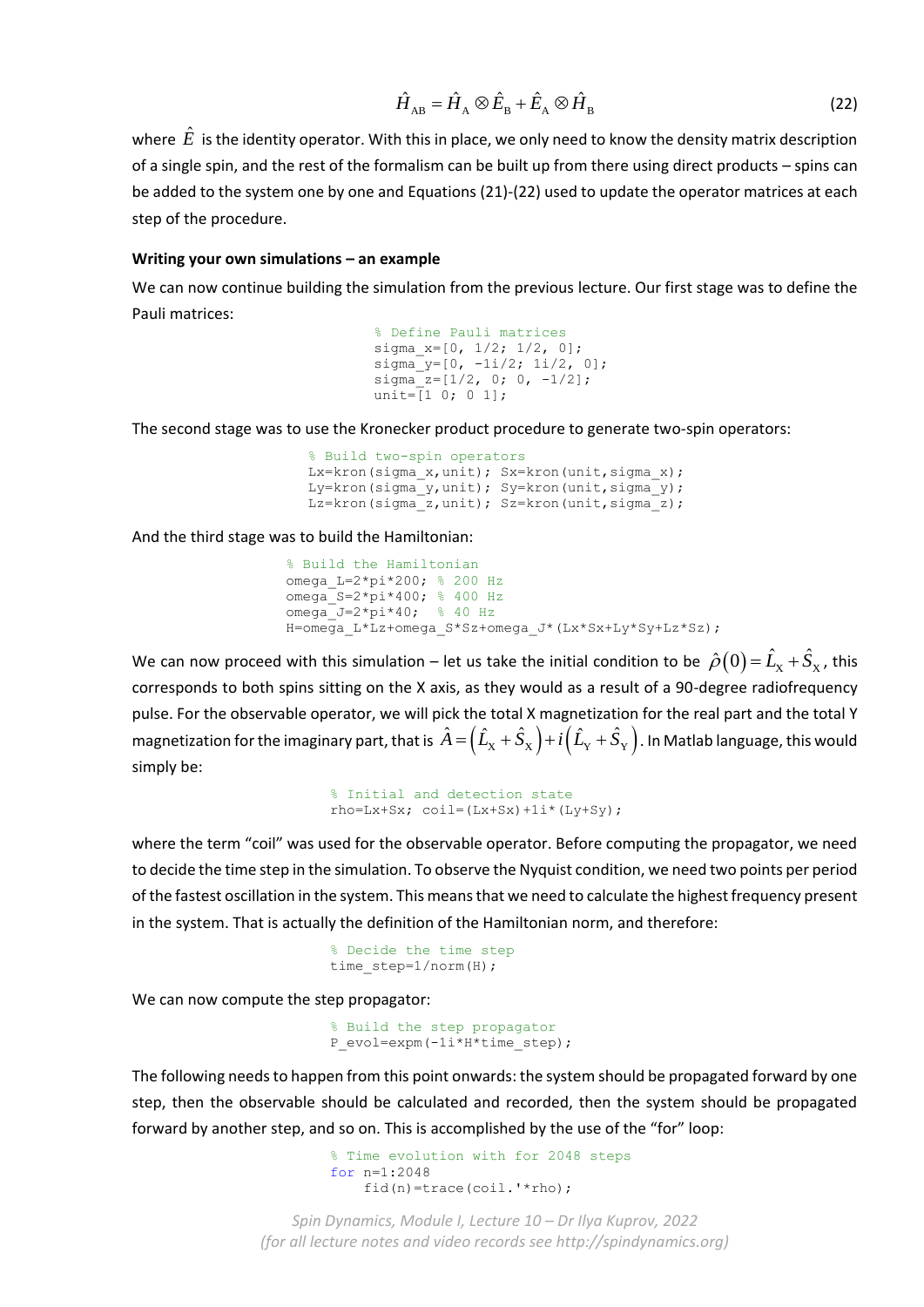$$\hat{H}_{\text{AB}} = \hat{H}_{\text{A}} \otimes \hat{E}_{\text{B}} + \hat{E}_{\text{A}} \otimes \hat{H}_{\text{B}} \tag{22}$$

where $\hat{E}$ is the identity operator. With this in place, we only need to know the density matrix description of a single spin, and the rest of the formalism can be built up from there using direct products – spins can be added to the system one by one and Equations (21)-(22) used to update the operator matrices at each step of the procedure.

**Writing your own simulations – an example**

We can now continue building the simulation from the previous lecture. Our first stage was to define the Pauli matrices:

```
% Define Pauli matrices
sigma_x=[0, 1/2; 1/2, 0];
sigma_y=[0, -1i/2; 1i/2, 0];
sigma_z=[1/2, 0; 0, -1/2];
unit=[1 0; 0 1];
```

The second stage was to use the Kronecker product procedure to generate two-spin operators:

```
% Build two-spin operators
Lx=kron(sigma_x,unit); Sx=kron(unit,sigma_x);
Ly=kron(sigma_y,unit); Sy=kron(unit,sigma_y);
Lz=kron(sigma_z,unit); Sz=kron(unit,sigma_z);
```

And the third stage was to build the Hamiltonian:

```
% Build the Hamiltonian
omega_L=2*pi*200; % 200 Hz
omega_S=2*pi*400; % 400 Hz
omega_J=2*pi*40;  % 40 Hz
H=omega_L*Lz+omega_S*Sz+omega_J*(Lx*Sx+Ly*Sy+Lz*Sz);
```

We can now proceed with this simulation – let us take the initial condition to be $\hat{\rho}(0) = \hat{L}_{\text{X}} + \hat{S}_{\text{X}}$, this corresponds to both spins sitting on the X axis, as they would as a result of a 90-degree radiofrequency pulse. For the observable operator, we will pick the total X magnetization for the real part and the total Y magnetization for the imaginary part, that is $\hat{A} = \left(\hat{L}_{\text{X}} + \hat{S}_{\text{X}}\right) + i\left(\hat{L}_{\text{Y}} + \hat{S}_{\text{Y}}\right)$. In Matlab language, this would simply be:

```
% Initial and detection state
rho=Lx+Sx; coil=(Lx+Sx)+1i*(Ly+Sy);
```

where the term "coil" was used for the observable operator. Before computing the propagator, we need to decide the time step in the simulation. To observe the Nyquist condition, we need two points per period of the fastest oscillation in the system. This means that we need to calculate the highest frequency present in the system. That is actually the definition of the Hamiltonian norm, and therefore:

```
% Decide the time step
time_step=1/norm(H);
```

We can now compute the step propagator:

```
% Build the step propagator
P_evol=expm(-1i*H*time_step);
```

The following needs to happen from this point onwards: the system should be propagated forward by one step, then the observable should be calculated and recorded, then the system should be propagated forward by another step, and so on. This is accomplished by the use of the "for" loop:

```
% Time evolution with for 2048 steps
for n=1:2048
    fid(n)=trace(coil.'*rho);
```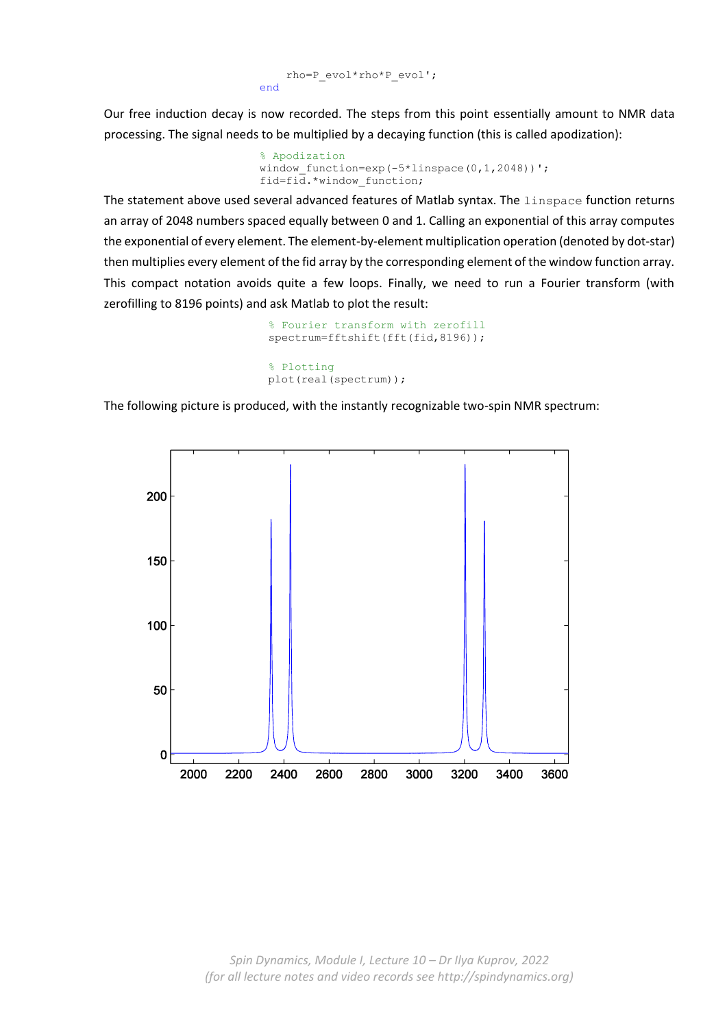```
    rho=P_evol*rho*P_evol';
end
```

Our free induction decay is now recorded. The steps from this point essentially amount to NMR data processing. The signal needs to be multiplied by a decaying function (this is called apodization):

```
% Apodization
window_function=exp(-5*linspace(0,1,2048))';
fid=fid.*window_function;
```

The statement above used several advanced features of Matlab syntax. The `linspace` function returns an array of 2048 numbers spaced equally between 0 and 1. Calling an exponential of this array computes the exponential of every element. The element-by-element multiplication operation (denoted by dot-star) then multiplies every element of the fid array by the corresponding element of the window function array. This compact notation avoids quite a few loops. Finally, we need to run a Fourier transform (with zerofilling to 8196 points) and ask Matlab to plot the result:

```
% Fourier transform with zerofill
spectrum=fftshift(fft(fid,8196));

% Plotting
plot(real(spectrum));
```

The following picture is produced, with the instantly recognizable two-spin NMR spectrum:

200
150
100
50
0
2000 2200 2400 2600 2800 3000 3200 3400 3600